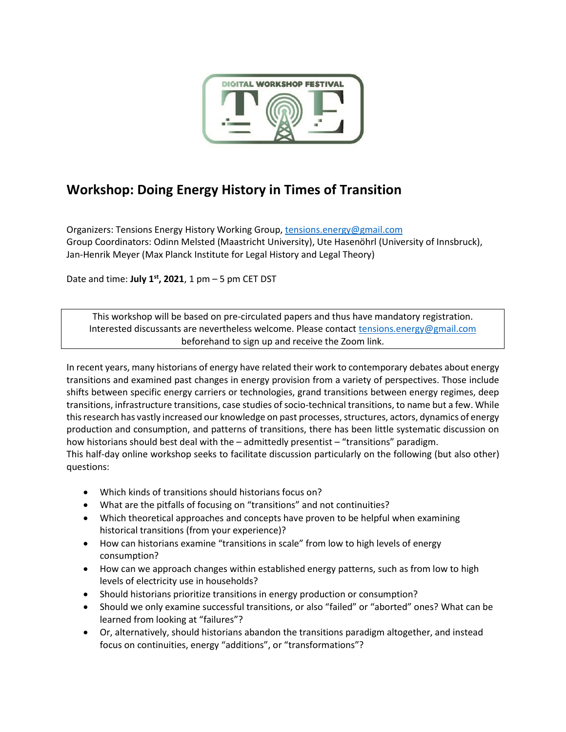## Workshop: Doing Energy History in Times of Transition

Organizers: Tensions Energy History Working Group, tensions.energy@gmail.com
Group Coordinators: Odinn Melsted (Maastricht University), Ute Hasenöhrl (University of Innsbruck), Jan-Henrik Meyer (Max Planck Institute for Legal History and Legal Theory)

Date and time: **July 1st, 2021**, 1 pm – 5 pm CET DST

> This workshop will be based on pre-circulated papers and thus have mandatory registration. Interested discussants are nevertheless welcome. Please contact tensions.energy@gmail.com beforehand to sign up and receive the Zoom link.

In recent years, many historians of energy have related their work to contemporary debates about energy transitions and examined past changes in energy provision from a variety of perspectives. Those include shifts between specific energy carriers or technologies, grand transitions between energy regimes, deep transitions, infrastructure transitions, case studies of socio-technical transitions, to name but a few. While this research has vastly increased our knowledge on past processes, structures, actors, dynamics of energy production and consumption, and patterns of transitions, there has been little systematic discussion on how historians should best deal with the – admittedly presentist – "transitions" paradigm.
This half-day online workshop seeks to facilitate discussion particularly on the following (but also other) questions:

- Which kinds of transitions should historians focus on?
- What are the pitfalls of focusing on "transitions" and not continuities?
- Which theoretical approaches and concepts have proven to be helpful when examining historical transitions (from your experience)?
- How can historians examine "transitions in scale" from low to high levels of energy consumption?
- How can we approach changes within established energy patterns, such as from low to high levels of electricity use in households?
- Should historians prioritize transitions in energy production or consumption?
- Should we only examine successful transitions, or also "failed" or "aborted" ones? What can be learned from looking at "failures"?
- Or, alternatively, should historians abandon the transitions paradigm altogether, and instead focus on continuities, energy "additions", or "transformations"?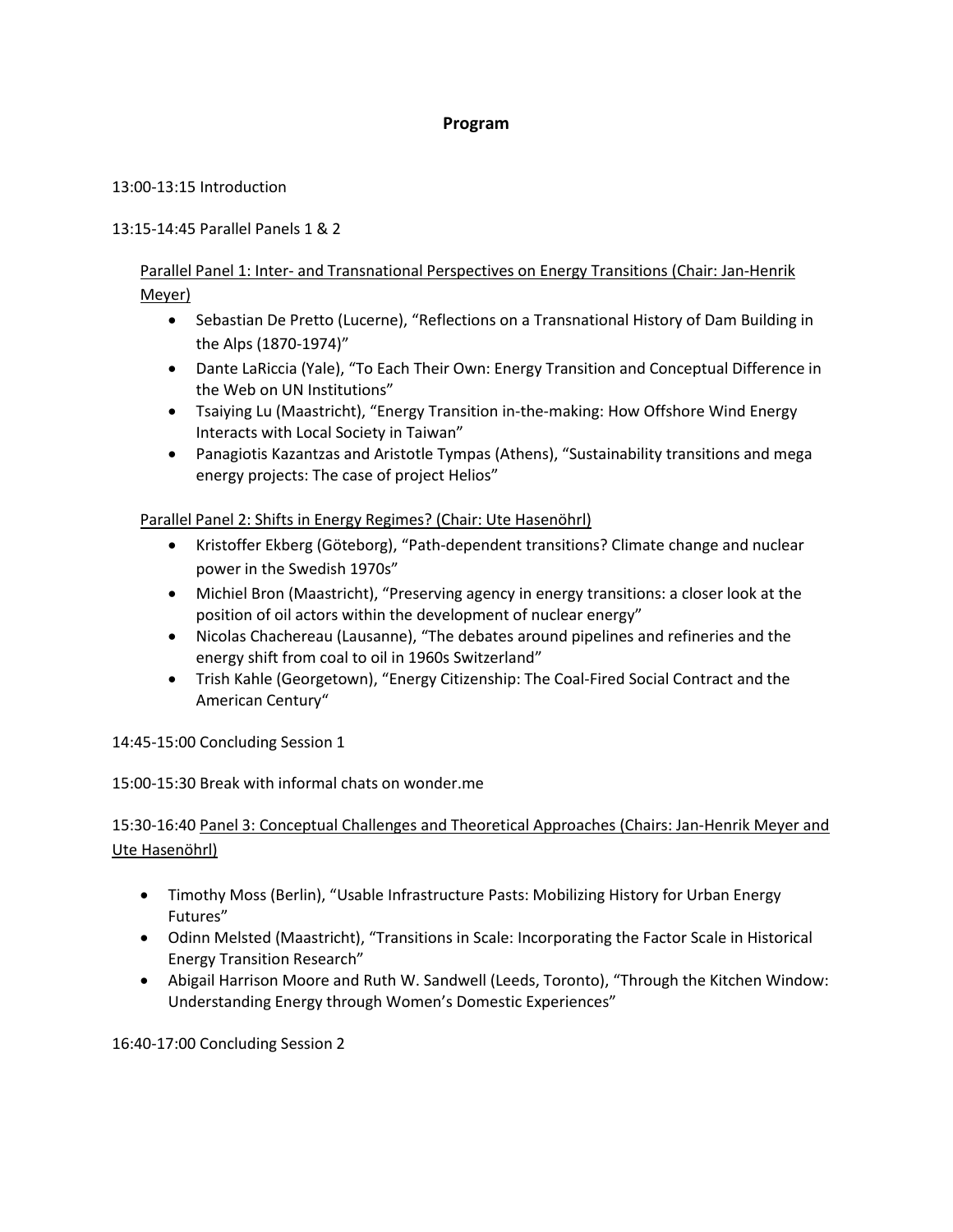# Program

13:00-13:15 Introduction

13:15-14:45 Parallel Panels 1 & 2

Parallel Panel 1: Inter- and Transnational Perspectives on Energy Transitions (Chair: Jan-Henrik Meyer)

- Sebastian De Pretto (Lucerne), "Reflections on a Transnational History of Dam Building in the Alps (1870-1974)"
- Dante LaRiccia (Yale), "To Each Their Own: Energy Transition and Conceptual Difference in the Web on UN Institutions"
- Tsaiying Lu (Maastricht), "Energy Transition in-the-making: How Offshore Wind Energy Interacts with Local Society in Taiwan"
- Panagiotis Kazantzas and Aristotle Tympas (Athens), "Sustainability transitions and mega energy projects: The case of project Helios"

Parallel Panel 2: Shifts in Energy Regimes? (Chair: Ute Hasenöhrl)

- Kristoffer Ekberg (Göteborg), "Path-dependent transitions? Climate change and nuclear power in the Swedish 1970s"
- Michiel Bron (Maastricht), "Preserving agency in energy transitions: a closer look at the position of oil actors within the development of nuclear energy"
- Nicolas Chachereau (Lausanne), "The debates around pipelines and refineries and the energy shift from coal to oil in 1960s Switzerland"
- Trish Kahle (Georgetown), "Energy Citizenship: The Coal-Fired Social Contract and the American Century"

14:45-15:00 Concluding Session 1

15:00-15:30 Break with informal chats on wonder.me

15:30-16:40 Panel 3: Conceptual Challenges and Theoretical Approaches (Chairs: Jan-Henrik Meyer and Ute Hasenöhrl)

- Timothy Moss (Berlin), "Usable Infrastructure Pasts: Mobilizing History for Urban Energy Futures"
- Odinn Melsted (Maastricht), "Transitions in Scale: Incorporating the Factor Scale in Historical Energy Transition Research"
- Abigail Harrison Moore and Ruth W. Sandwell (Leeds, Toronto), "Through the Kitchen Window: Understanding Energy through Women's Domestic Experiences"

16:40-17:00 Concluding Session 2